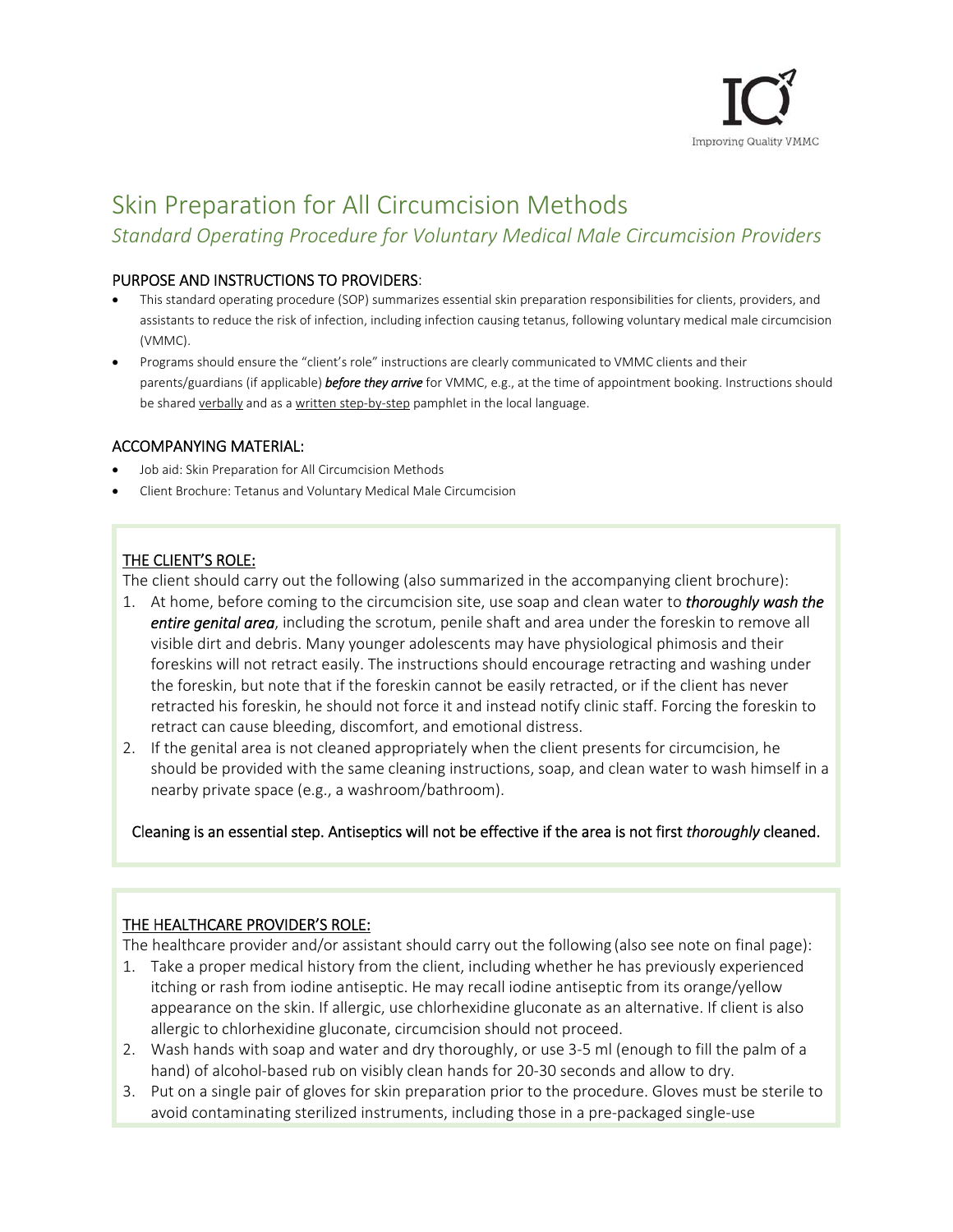# Skin Preparation for All Circumcision Methods

*Standard Operating Procedure for Voluntary Medical Male Circumcision Providers*

## PURPOSE AND INSTRUCTIONS TO PROVIDERS:

- This standard operating procedure (SOP) summarizes essential skin preparation responsibilities for clients, providers, and assistants to reduce the risk of infection, including infection causing tetanus, following voluntary medical male circumcision (VMMC).
- Programs should ensure the "client's role" instructions are clearly communicated to VMMC clients and their parents/guardians (if applicable) ***before they arrive*** for VMMC, e.g., at the time of appointment booking. Instructions should be shared verbally and as a written step-by-step pamphlet in the local language.

## ACCOMPANYING MATERIAL:

- Job aid: Skin Preparation for All Circumcision Methods
- Client Brochure: Tetanus and Voluntary Medical Male Circumcision

## THE CLIENT'S ROLE:

The client should carry out the following (also summarized in the accompanying client brochure):

1. At home, before coming to the circumcision site, use soap and clean water to ***thoroughly wash the entire genital area***, including the scrotum, penile shaft and area under the foreskin to remove all visible dirt and debris. Many younger adolescents may have physiological phimosis and their foreskins will not retract easily. The instructions should encourage retracting and washing under the foreskin, but note that if the foreskin cannot be easily retracted, or if the client has never retracted his foreskin, he should not force it and instead notify clinic staff. Forcing the foreskin to retract can cause bleeding, discomfort, and emotional distress.
2. If the genital area is not cleaned appropriately when the client presents for circumcision, he should be provided with the same cleaning instructions, soap, and clean water to wash himself in a nearby private space (e.g., a washroom/bathroom).

Cleaning is an essential step. Antiseptics will not be effective if the area is not first *thoroughly* cleaned.

## THE HEALTHCARE PROVIDER'S ROLE:

The healthcare provider and/or assistant should carry out the following (also see note on final page):

1. Take a proper medical history from the client, including whether he has previously experienced itching or rash from iodine antiseptic. He may recall iodine antiseptic from its orange/yellow appearance on the skin. If allergic, use chlorhexidine gluconate as an alternative. If client is also allergic to chlorhexidine gluconate, circumcision should not proceed.
2. Wash hands with soap and water and dry thoroughly, or use 3-5 ml (enough to fill the palm of a hand) of alcohol-based rub on visibly clean hands for 20-30 seconds and allow to dry.
3. Put on a single pair of gloves for skin preparation prior to the procedure. Gloves must be sterile to avoid contaminating sterilized instruments, including those in a pre-packaged single-use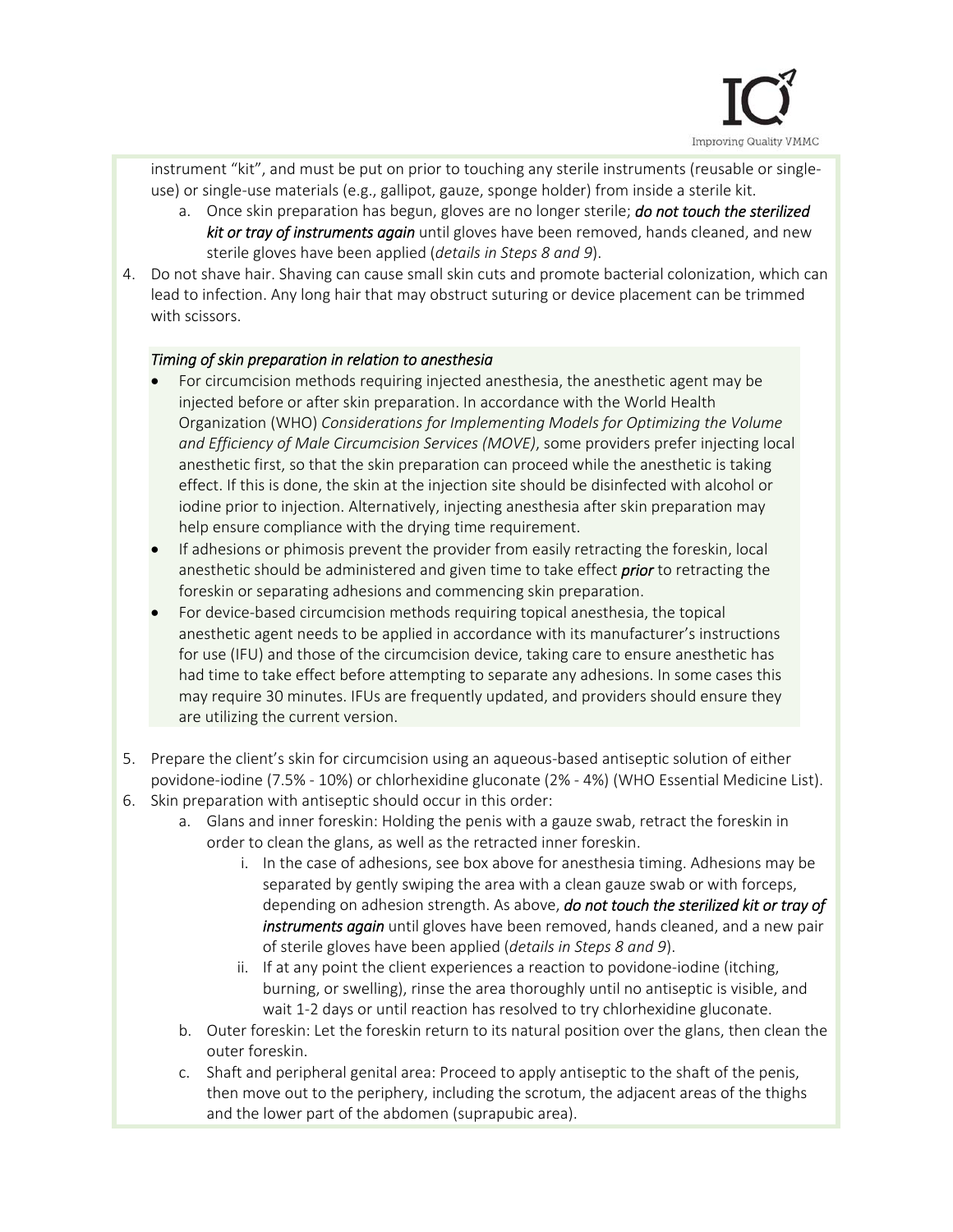instrument "kit", and must be put on prior to touching any sterile instruments (reusable or single-use) or single-use materials (e.g., gallipot, gauze, sponge holder) from inside a sterile kit.

   a. Once skin preparation has begun, gloves are no longer sterile; ***do not touch the sterilized kit or tray of instruments again*** until gloves have been removed, hands cleaned, and new sterile gloves have been applied (*details in Steps 8 and 9*).

4. Do not shave hair. Shaving can cause small skin cuts and promote bacterial colonization, which can lead to infection. Any long hair that may obstruct suturing or device placement can be trimmed with scissors.

*Timing of skin preparation in relation to anesthesia*

- For circumcision methods requiring injected anesthesia, the anesthetic agent may be injected before or after skin preparation. In accordance with the World Health Organization (WHO) *Considerations for Implementing Models for Optimizing the Volume and Efficiency of Male Circumcision Services (MOVE)*, some providers prefer injecting local anesthetic first, so that the skin preparation can proceed while the anesthetic is taking effect. If this is done, the skin at the injection site should be disinfected with alcohol or iodine prior to injection. Alternatively, injecting anesthesia after skin preparation may help ensure compliance with the drying time requirement.
- If adhesions or phimosis prevent the provider from easily retracting the foreskin, local anesthetic should be administered and given time to take effect ***prior*** to retracting the foreskin or separating adhesions and commencing skin preparation.
- For device-based circumcision methods requiring topical anesthesia, the topical anesthetic agent needs to be applied in accordance with its manufacturer's instructions for use (IFU) and those of the circumcision device, taking care to ensure anesthetic has had time to take effect before attempting to separate any adhesions. In some cases this may require 30 minutes. IFUs are frequently updated, and providers should ensure they are utilizing the current version.

5. Prepare the client's skin for circumcision using an aqueous-based antiseptic solution of either povidone-iodine (7.5% - 10%) or chlorhexidine gluconate (2% - 4%) (WHO Essential Medicine List).
6. Skin preparation with antiseptic should occur in this order:
   a. Glans and inner foreskin: Holding the penis with a gauze swab, retract the foreskin in order to clean the glans, as well as the retracted inner foreskin.
      i. In the case of adhesions, see box above for anesthesia timing. Adhesions may be separated by gently swiping the area with a clean gauze swab or with forceps, depending on adhesion strength. As above, ***do not touch the sterilized kit or tray of instruments again*** until gloves have been removed, hands cleaned, and a new pair of sterile gloves have been applied (*details in Steps 8 and 9*).
      ii. If at any point the client experiences a reaction to povidone-iodine (itching, burning, or swelling), rinse the area thoroughly until no antiseptic is visible, and wait 1-2 days or until reaction has resolved to try chlorhexidine gluconate.
   b. Outer foreskin: Let the foreskin return to its natural position over the glans, then clean the outer foreskin.
   c. Shaft and peripheral genital area: Proceed to apply antiseptic to the shaft of the penis, then move out to the periphery, including the scrotum, the adjacent areas of the thighs and the lower part of the abdomen (suprapubic area).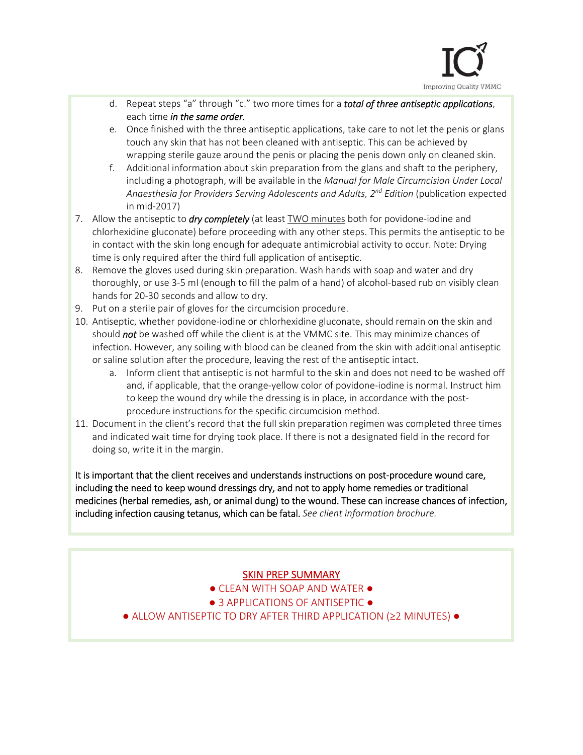d. Repeat steps "a" through "c." two more times for a ***total of three antiseptic applications***, each time ***in the same order.***
   e. Once finished with the three antiseptic applications, take care to not let the penis or glans touch any skin that has not been cleaned with antiseptic. This can be achieved by wrapping sterile gauze around the penis or placing the penis down only on cleaned skin.
   f. Additional information about skin preparation from the glans and shaft to the periphery, including a photograph, will be available in the *Manual for Male Circumcision Under Local Anaesthesia for Providers Serving Adolescents and Adults, 2nd Edition* (publication expected in mid-2017)

7. Allow the antiseptic to ***dry completely*** (at least TWO minutes both for povidone-iodine and chlorhexidine gluconate) before proceeding with any other steps. This permits the antiseptic to be in contact with the skin long enough for adequate antimicrobial activity to occur. Note: Drying time is only required after the third full application of antiseptic.
8. Remove the gloves used during skin preparation. Wash hands with soap and water and dry thoroughly, or use 3-5 ml (enough to fill the palm of a hand) of alcohol-based rub on visibly clean hands for 20-30 seconds and allow to dry.
9. Put on a sterile pair of gloves for the circumcision procedure.
10. Antiseptic, whether povidone-iodine or chlorhexidine gluconate, should remain on the skin and should ***not*** be washed off while the client is at the VMMC site. This may minimize chances of infection. However, any soiling with blood can be cleaned from the skin with additional antiseptic or saline solution after the procedure, leaving the rest of the antiseptic intact.
    a. Inform client that antiseptic is not harmful to the skin and does not need to be washed off and, if applicable, that the orange-yellow color of povidone-iodine is normal. Instruct him to keep the wound dry while the dressing is in place, in accordance with the post-procedure instructions for the specific circumcision method.
11. Document in the client's record that the full skin preparation regimen was completed three times and indicated wait time for drying took place. If there is not a designated field in the record for doing so, write it in the margin.

It is important that the client receives and understands instructions on post-procedure wound care, including the need to keep wound dressings dry, and not to apply home remedies or traditional medicines (herbal remedies, ash, or animal dung) to the wound. These can increase chances of infection, including infection causing tetanus, which can be fatal. *See client information brochure.*

SKIN PREP SUMMARY

● CLEAN WITH SOAP AND WATER ●

● 3 APPLICATIONS OF ANTISEPTIC ●

● ALLOW ANTISEPTIC TO DRY AFTER THIRD APPLICATION (≥2 MINUTES) ●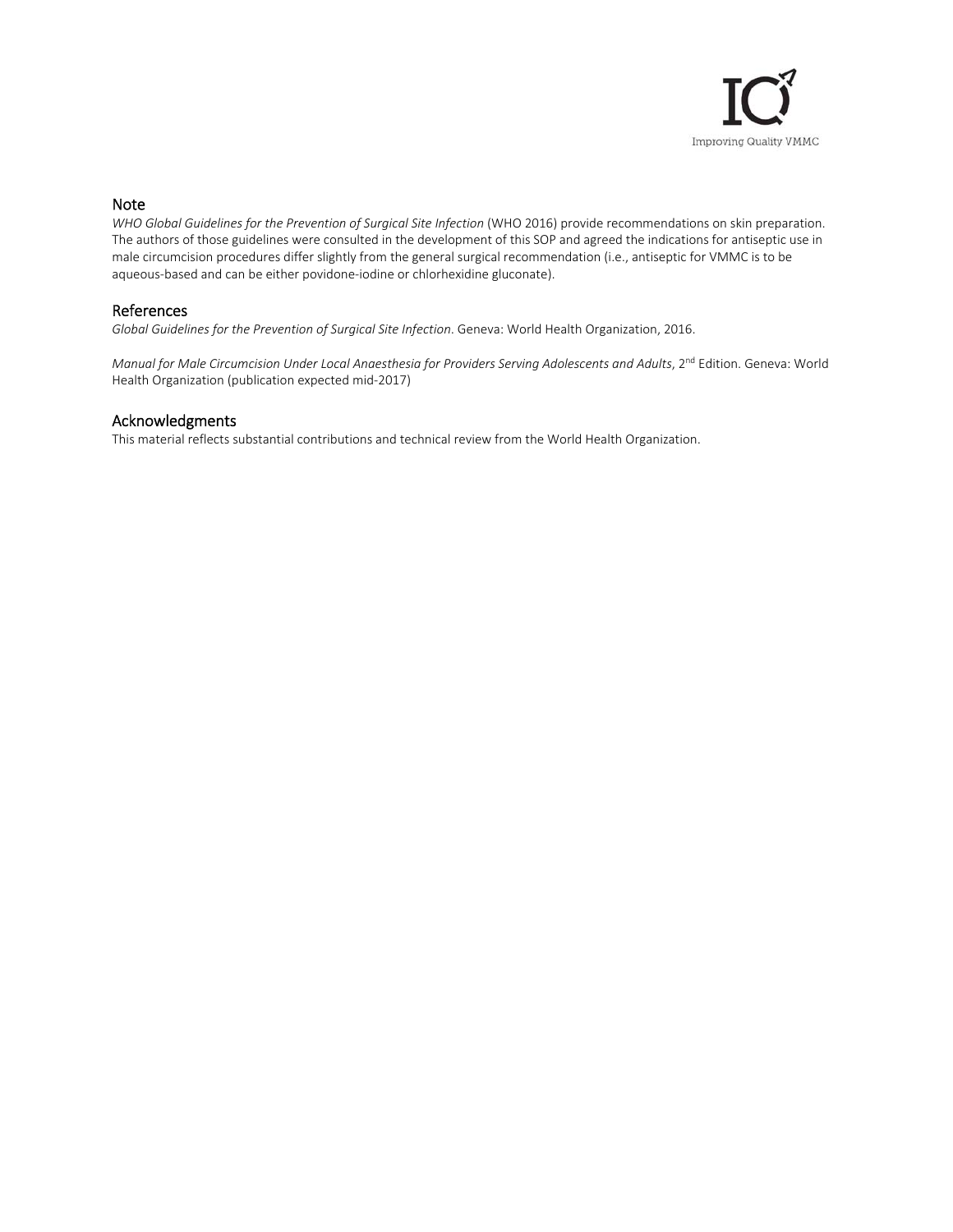## Note

*WHO Global Guidelines for the Prevention of Surgical Site Infection* (WHO 2016) provide recommendations on skin preparation. The authors of those guidelines were consulted in the development of this SOP and agreed the indications for antiseptic use in male circumcision procedures differ slightly from the general surgical recommendation (i.e., antiseptic for VMMC is to be aqueous-based and can be either povidone-iodine or chlorhexidine gluconate).

## References

*Global Guidelines for the Prevention of Surgical Site Infection*. Geneva: World Health Organization, 2016.

*Manual for Male Circumcision Under Local Anaesthesia for Providers Serving Adolescents and Adults*, 2nd Edition. Geneva: World Health Organization (publication expected mid-2017)

## Acknowledgments

This material reflects substantial contributions and technical review from the World Health Organization.